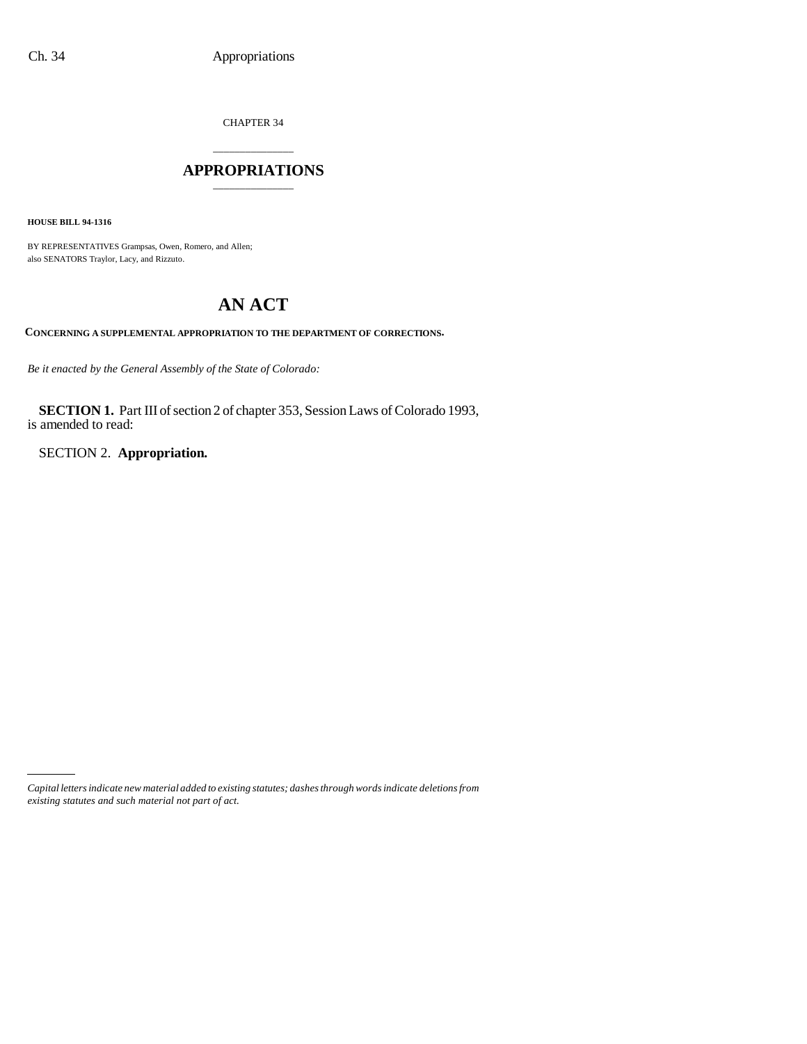CHAPTER 34

# APPROPRIATIONS

**HOUSE BILL 94-1316**

BY REPRESENTATIVES Grampsas, Owen, Romero, and Allen;
also SENATORS Traylor, Lacy, and Rizzuto.

# AN ACT

**CONCERNING A SUPPLEMENTAL APPROPRIATION TO THE DEPARTMENT OF CORRECTIONS.**

*Be it enacted by the General Assembly of the State of Colorado:*

**SECTION 1.** Part III of section 2 of chapter 353, Session Laws of Colorado 1993, is amended to read:

SECTION 2. **Appropriation.**

*Capital letters indicate new material added to existing statutes; dashes through words indicate deletions from existing statutes and such material not part of act.*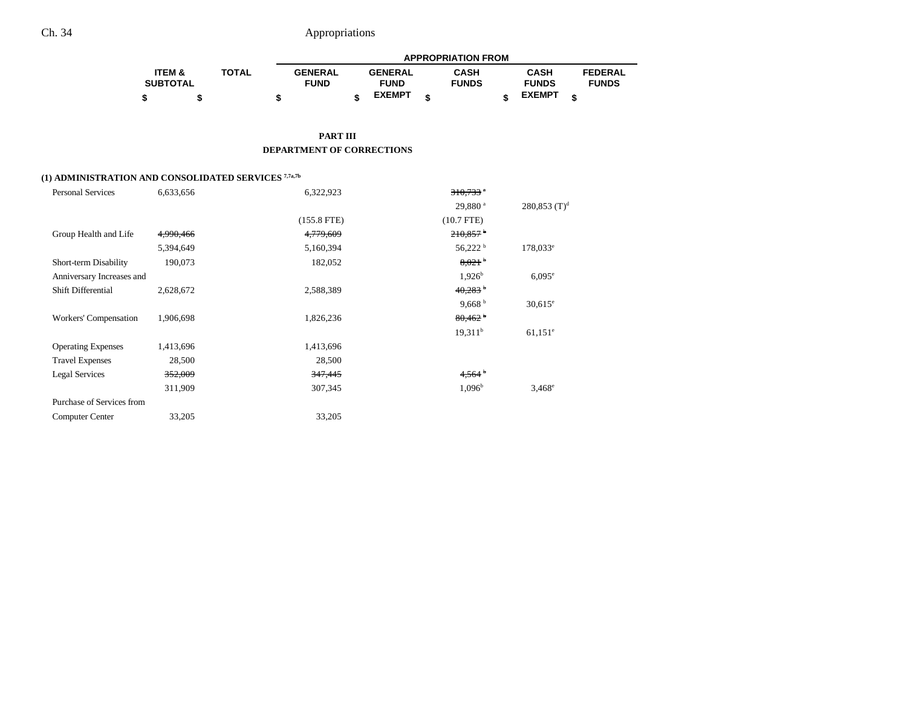## PART III

## DEPARTMENT OF CORRECTIONS

| | ITEM & SUBTOTAL | TOTAL | APPROPRIATION FROM GENERAL FUND | GENERAL FUND EXEMPT | CASH FUNDS | CASH FUNDS EXEMPT | FEDERAL FUNDS |
|---|---|---|---|---|---|---|---|
| | $ | $ | $ | $ | $ | $ | $ |
| **(1) ADMINISTRATION AND CONSOLIDATED SERVICES** [7,7a,7b] | | | | | | | |
| Personal Services | 6,633,656 | | 6,322,923 | | ~~310,733~~ [a] | | |
| | | | | | 29,880 [a] | 280,853 (T)[d] | |
| | | | (155.8 FTE) | | (10.7 FTE) | | |
| Group Health and Life | ~~4,990,466~~ | | ~~4,779,609~~ | | ~~210,857~~ [b] | | |
| | 5,394,649 | | 5,160,394 | | 56,222 [b] | 178,033[e] | |
| Short-term Disability | 190,073 | | 182,052 | | ~~8,021~~ [b] | | |
| Anniversary Increases and | | | | | 1,926[b] | 6,095[e] | |
| Shift Differential | 2,628,672 | | 2,588,389 | | ~~40,283~~ [b] | | |
| | | | | | 9,668 [b] | 30,615[e] | |
| Workers' Compensation | 1,906,698 | | 1,826,236 | | ~~80,462~~ [b] | | |
| | | | | | 19,311[b] | 61,151[e] | |
| Operating Expenses | 1,413,696 | | 1,413,696 | | | | |
| Travel Expenses | 28,500 | | 28,500 | | | | |
| Legal Services | ~~352,009~~ | | ~~347,445~~ | | ~~4,564~~ [b] | | |
| | 311,909 | | 307,345 | | 1,096[b] | 3,468[e] | |
| Purchase of Services from Computer Center | 33,205 | | 33,205 | | | | |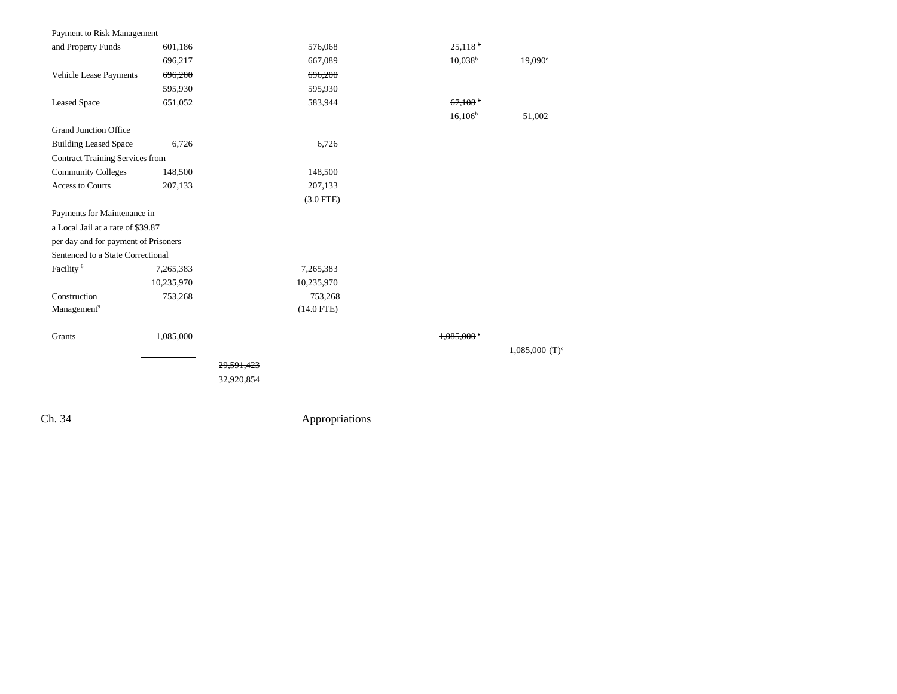| | | | | | |
|---|---|---|---|---|---|
| Payment to Risk Management and Property Funds | ~~601,186~~ | | ~~576,068~~ | ~~25,118~~[b] | |
| | 696,217 | | 667,089 | 10,038[b] | 19,090[e] |
| Vehicle Lease Payments | ~~696,200~~ | | ~~696,200~~ | | |
| | 595,930 | | 595,930 | | |
| Leased Space | 651,052 | | 583,944 | ~~67,108~~[b] | |
| | | | | 16,106[b] | 51,002 |
| Grand Junction Office Building Leased Space | 6,726 | | 6,726 | | |
| Contract Training Services from Community Colleges | 148,500 | | 148,500 | | |
| Access to Courts | 207,133 | | 207,133 | | |
| | | | (3.0 FTE) | | |
| Payments for Maintenance in a Local Jail at a rate of $39.87 per day and for payment of Prisoners Sentenced to a State Correctional Facility[8] | ~~7,265,383~~ | | ~~7,265,383~~ | | |
| | 10,235,970 | | 10,235,970 | | |
| Construction Management[9] | 753,268 | | 753,268 | | |
| | | | (14.0 FTE) | | |
| Grants | 1,085,000 | | | ~~1,085,000~~[c] | |
| | | | | | 1,085,000 (T)[c] |
| | | ~~29,591,423~~ | | | |
| | | 32,920,854 | | | |

Ch. 34 Appropriations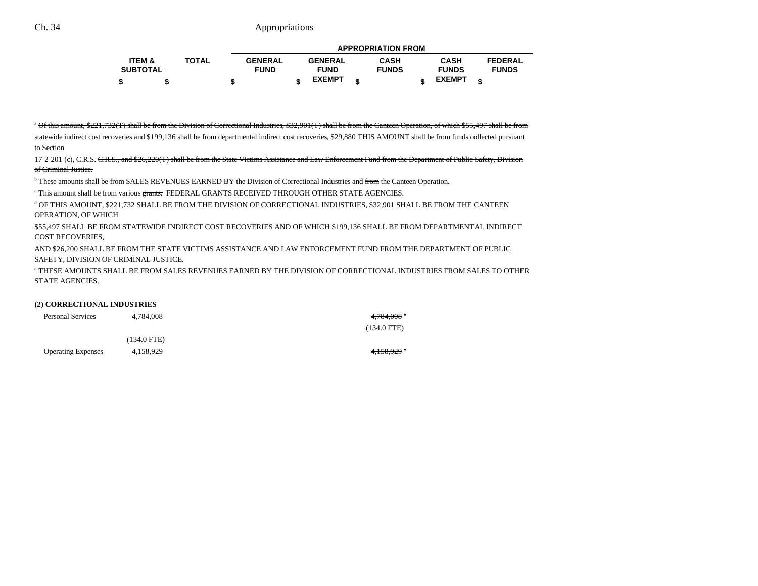| | ITEM & SUBTOTAL | TOTAL | APPROPRIATION FROM | | | | |
|---|---|---|---|---|---|---|---|
| | | | GENERAL FUND | GENERAL FUND EXEMPT | CASH FUNDS | CASH FUNDS EXEMPT | FEDERAL FUNDS |
| | $ | $ | $ | $ | $ | $ | $ |

[a] ~~Of this amount, $221,732(T) shall be from the Division of Correctional Industries, $32,901(T) shall be from the Canteen Operation, of which $55,497 shall be from statewide indirect cost recoveries and $199,136 shall be from departmental indirect cost recoveries, $29,880~~ THIS AMOUNT shall be from funds collected pursuant to Section 17-2-201 (c), C.R.S. ~~C.R.S., and $26,220(T) shall be from the State Victims Assistance and Law Enforcement Fund from the Department of Public Safety, Division of Criminal Justice.~~

[b] These amounts shall be from SALES REVENUES EARNED BY the Division of Correctional Industries and ~~from~~ the Canteen Operation.

[c] This amount shall be from various ~~grants.~~ FEDERAL GRANTS RECEIVED THROUGH OTHER STATE AGENCIES.

[d] OF THIS AMOUNT, $221,732 SHALL BE FROM THE DIVISION OF CORRECTIONAL INDUSTRIES, $32,901 SHALL BE FROM THE CANTEEN OPERATION, OF WHICH $55,497 SHALL BE FROM STATEWIDE INDIRECT COST RECOVERIES AND OF WHICH $199,136 SHALL BE FROM DEPARTMENTAL INDIRECT COST RECOVERIES, AND $26,200 SHALL BE FROM THE STATE VICTIMS ASSISTANCE AND LAW ENFORCEMENT FUND FROM THE DEPARTMENT OF PUBLIC SAFETY, DIVISION OF CRIMINAL JUSTICE.

[e] THESE AMOUNTS SHALL BE FROM SALES REVENUES EARNED BY THE DIVISION OF CORRECTIONAL INDUSTRIES FROM SALES TO OTHER STATE AGENCIES.

**(2) CORRECTIONAL INDUSTRIES**

| | ITEM & SUBTOTAL | TOTAL | GENERAL FUND | GENERAL FUND EXEMPT | CASH FUNDS | CASH FUNDS EXEMPT | FEDERAL FUNDS |
|---|---|---|---|---|---|---|---|
| Personal Services | 4,784,008 | | | | ~~4,784,008~~[a] | | |
| | | | | | ~~(134.0 FTE)~~ | | |
| | (134.0 FTE) | | | | | | |
| Operating Expenses | 4,158,929 | | | | ~~4,158,929~~[a] | | |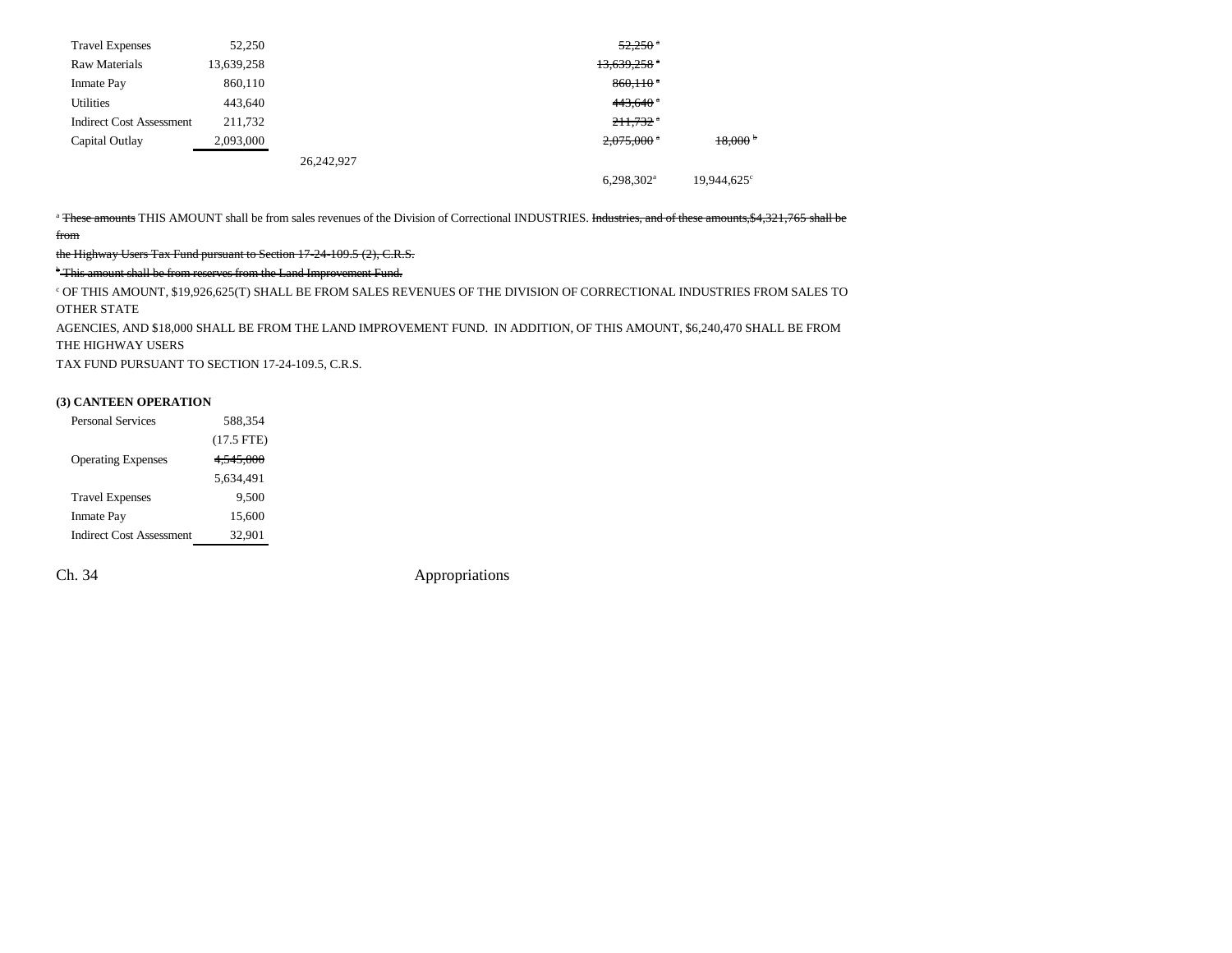| | | | | |
|---|---|---|---|---|
| Travel Expenses | 52,250 | | ~~52,250~~ [a] | |
| Raw Materials | 13,639,258 | | ~~13,639,258~~ [a] | |
| Inmate Pay | 860,110 | | ~~860,110~~ [a] | |
| Utilities | 443,640 | | ~~443,640~~ [a] | |
| Indirect Cost Assessment | 211,732 | | ~~211,732~~ [a] | |
| Capital Outlay | 2,093,000 | | ~~2,075,000~~ [a] | ~~18,000~~ [b] |
| | | 26,242,927 | | |
| | | | 6,298,302[a] | 19,944,625[c] |

[a] ~~These amounts~~ THIS AMOUNT shall be from sales revenues of the Division of Correctional INDUSTRIES. ~~Industries, and of these amounts,$4,321,765 shall be from the Highway Users Tax Fund pursuant to Section 17-24-109.5 (2), C.R.S.~~

~~[b] This amount shall be from reserves from the Land Improvement Fund.~~

[c] OF THIS AMOUNT, $19,926,625(T) SHALL BE FROM SALES REVENUES OF THE DIVISION OF CORRECTIONAL INDUSTRIES FROM SALES TO OTHER STATE AGENCIES, AND $18,000 SHALL BE FROM THE LAND IMPROVEMENT FUND. IN ADDITION, OF THIS AMOUNT, $6,240,470 SHALL BE FROM THE HIGHWAY USERS TAX FUND PURSUANT TO SECTION 17-24-109.5, C.R.S.

**(3) CANTEEN OPERATION**

| | |
|---|---|
| Personal Services | 588,354 |
| | (17.5 FTE) |
| Operating Expenses | ~~4,545,000~~ |
| | 5,634,491 |
| Travel Expenses | 9,500 |
| Inmate Pay | 15,600 |
| Indirect Cost Assessment | 32,901 |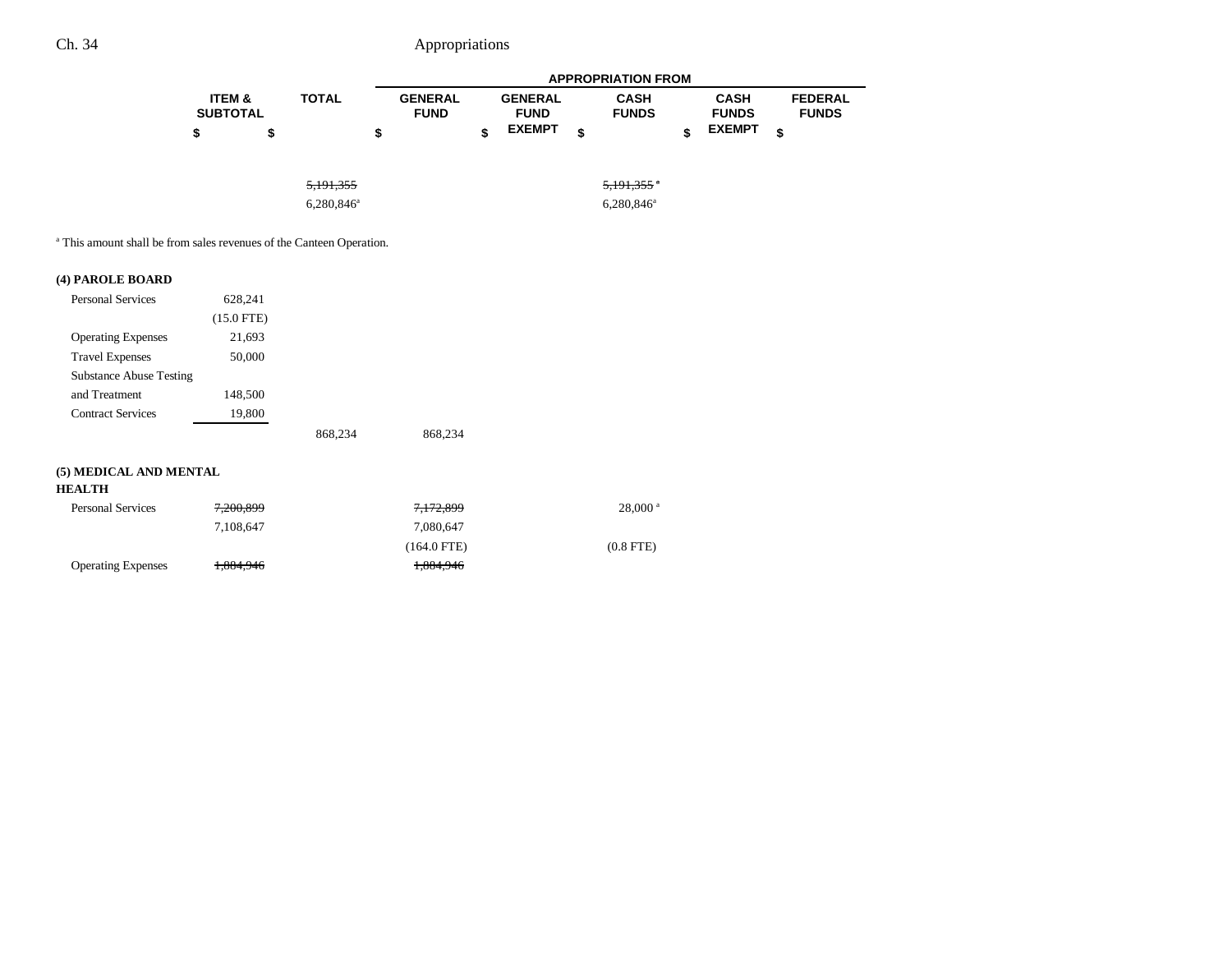| | ITEM & SUBTOTAL | TOTAL | APPROPRIATION FROM | | | | |
|---|---|---|---|---|---|---|---|
| | | | GENERAL FUND | GENERAL FUND EXEMPT | CASH FUNDS | CASH FUNDS EXEMPT | FEDERAL FUNDS |
| | $ | $ | $ | $ | $ | $ | $ |
| | | ~~5,191,355~~ | | | ~~5,191,355~~ [a] | | |
| | | 6,280,846[a] | | | 6,280,846[a] | | |

[a] This amount shall be from sales revenues of the Canteen Operation.

| | ITEM & SUBTOTAL | TOTAL | GENERAL FUND | GENERAL FUND EXEMPT | CASH FUNDS | CASH FUNDS EXEMPT | FEDERAL FUNDS |
|---|---|---|---|---|---|---|---|
| **(4) PAROLE BOARD** | | | | | | | |
| Personal Services | 628,241 | | | | | | |
| | (15.0 FTE) | | | | | | |
| Operating Expenses | 21,693 | | | | | | |
| Travel Expenses | 50,000 | | | | | | |
| Substance Abuse Testing and Treatment | 148,500 | | | | | | |
| Contract Services | 19,800 | | | | | | |
| | | 868,234 | 868,234 | | | | |
| **(5) MEDICAL AND MENTAL HEALTH** | | | | | | | |
| Personal Services | ~~7,200,899~~ | | ~~7,172,899~~ | | 28,000 [a] | | |
| | 7,108,647 | | 7,080,647 | | | | |
| | | | (164.0 FTE) | | (0.8 FTE) | | |
| Operating Expenses | ~~1,884,946~~ | | ~~1,884,946~~ | | | | |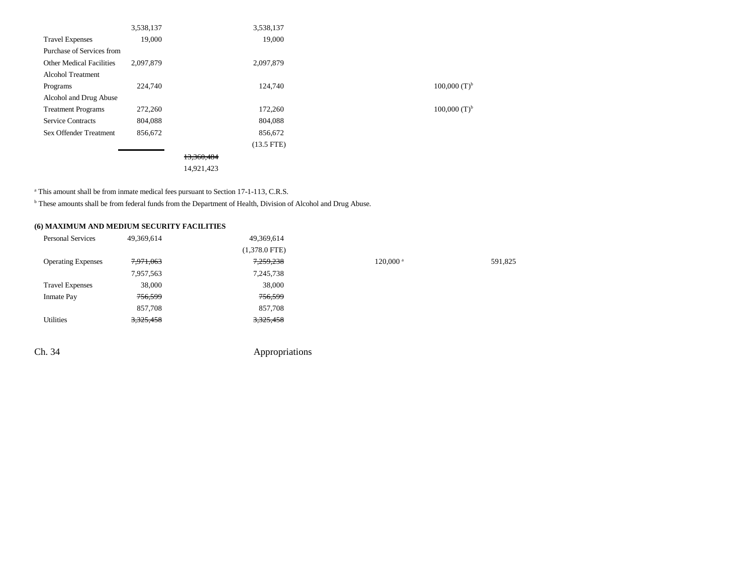| | | | | | | |
|---|---|---|---|---|---|---|
| | 3,538,137 | | 3,538,137 | | | |
| Travel Expenses | 19,000 | | 19,000 | | | |
| Purchase of Services from Other Medical Facilities | 2,097,879 | | 2,097,879 | | | |
| Alcohol Treatment Programs | 224,740 | | 124,740 | | 100,000 (T)[b] | |
| Alcohol and Drug Abuse Treatment Programs | 272,260 | | 172,260 | | 100,000 (T)[b] | |
| Service Contracts | 804,088 | | 804,088 | | | |
| Sex Offender Treatment | 856,672 | | 856,672 | | | |
| | | | (13.5 FTE) | | | |
| | | ~~13,360,484~~ | | | | |
| | | 14,921,423 | | | | |

[a] This amount shall be from inmate medical fees pursuant to Section 17-1-113, C.R.S.

[b] These amounts shall be from federal funds from the Department of Health, Division of Alcohol and Drug Abuse.

**(6) MAXIMUM AND MEDIUM SECURITY FACILITIES**

| | | | | | | |
|---|---|---|---|---|---|---|
| Personal Services | 49,369,614 | | 49,369,614 | | | |
| | | | (1,378.0 FTE) | | | |
| Operating Expenses | ~~7,971,063~~ | | ~~7,259,238~~ | 120,000 [a] | | 591,825 |
| | 7,957,563 | | 7,245,738 | | | |
| Travel Expenses | 38,000 | | 38,000 | | | |
| Inmate Pay | ~~756,599~~ | | ~~756,599~~ | | | |
| | 857,708 | | 857,708 | | | |
| Utilities | ~~3,325,458~~ | | ~~3,325,458~~ | | | |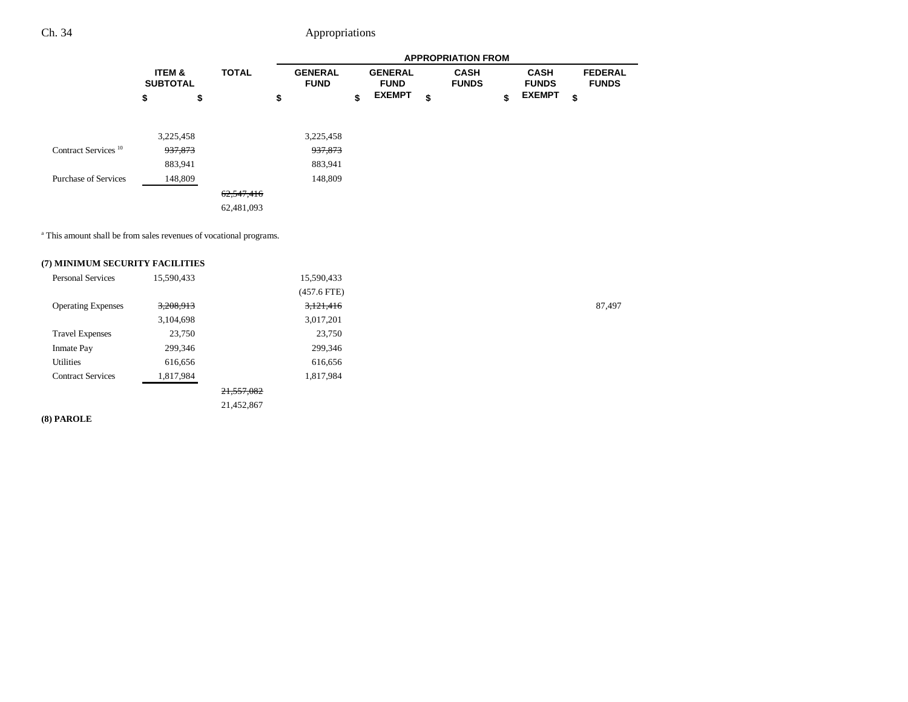| | ITEM & SUBTOTAL | TOTAL | APPROPRIATION FROM | | | | |
|---|---|---|---|---|---|---|---|
| | | | GENERAL FUND | GENERAL FUND EXEMPT | CASH FUNDS | CASH FUNDS EXEMPT | FEDERAL FUNDS |
| | $ | $ | $ | $ | $ | $ | $ |
| | 3,225,458 | | 3,225,458 | | | | |
| Contract Services [10] | ~~937,873~~ | | ~~937,873~~ | | | | |
| | 883,941 | | 883,941 | | | | |
| Purchase of Services | 148,809 | | 148,809 | | | | |
| | | ~~62,547,416~~ | | | | | |
| | | 62,481,093 | | | | | |

[a] This amount shall be from sales revenues of vocational programs.

**(7) MINIMUM SECURITY FACILITIES**

| | ITEM & SUBTOTAL | TOTAL | GENERAL FUND | GENERAL FUND EXEMPT | CASH FUNDS | CASH FUNDS EXEMPT | FEDERAL FUNDS |
|---|---|---|---|---|---|---|---|
| Personal Services | 15,590,433 | | 15,590,433 | | | | |
| | | | (457.6 FTE) | | | | |
| Operating Expenses | ~~3,208,913~~ | | ~~3,121,416~~ | | | | 87,497 |
| | 3,104,698 | | 3,017,201 | | | | |
| Travel Expenses | 23,750 | | 23,750 | | | | |
| Inmate Pay | 299,346 | | 299,346 | | | | |
| Utilities | 616,656 | | 616,656 | | | | |
| Contract Services | 1,817,984 | | 1,817,984 | | | | |
| | | ~~21,557,082~~ | | | | | |
| | | 21,452,867 | | | | | |

**(8) PAROLE**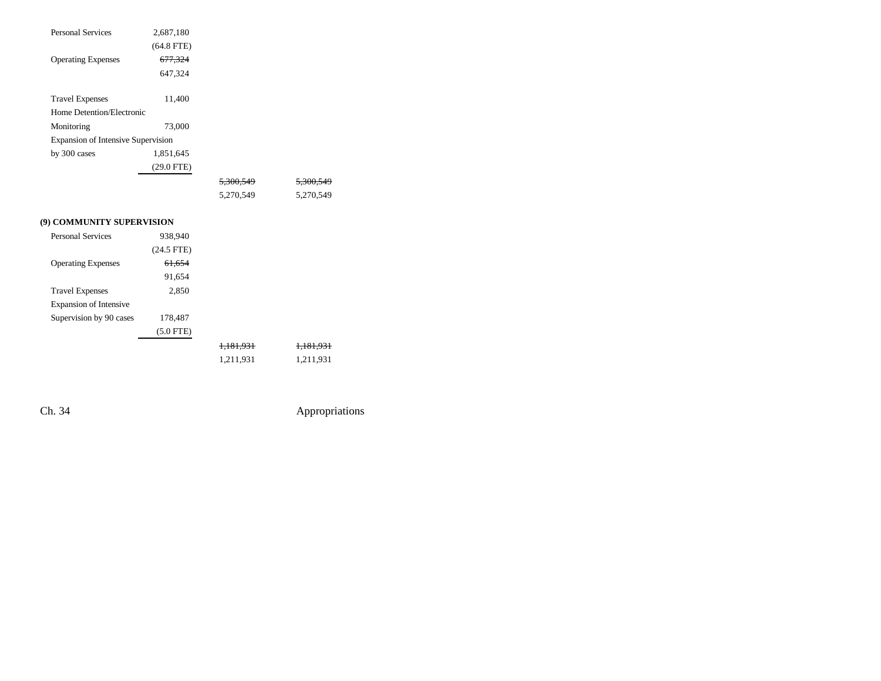| | | | |
|---|---|---|---|
| Personal Services | 2,687,180 | | |
| | (64.8 FTE) | | |
| Operating Expenses | ~~677,324~~ | | |
| | 647,324 | | |
| Travel Expenses | 11,400 | | |
| Home Detention/Electronic Monitoring | 73,000 | | |
| Expansion of Intensive Supervision by 300 cases | 1,851,645 | | |
| | (29.0 FTE) | | |
| | | ~~5,300,549~~ | ~~5,300,549~~ |
| | | 5,270,549 | 5,270,549 |

**(9) COMMUNITY SUPERVISION**

| | | | |
|---|---|---|---|
| Personal Services | 938,940 | | |
| | (24.5 FTE) | | |
| Operating Expenses | ~~61,654~~ | | |
| | 91,654 | | |
| Travel Expenses | 2,850 | | |
| Expansion of Intensive Supervision by 90 cases | 178,487 | | |
| | (5.0 FTE) | | |
| | | ~~1,181,931~~ | ~~1,181,931~~ |
| | | 1,211,931 | 1,211,931 |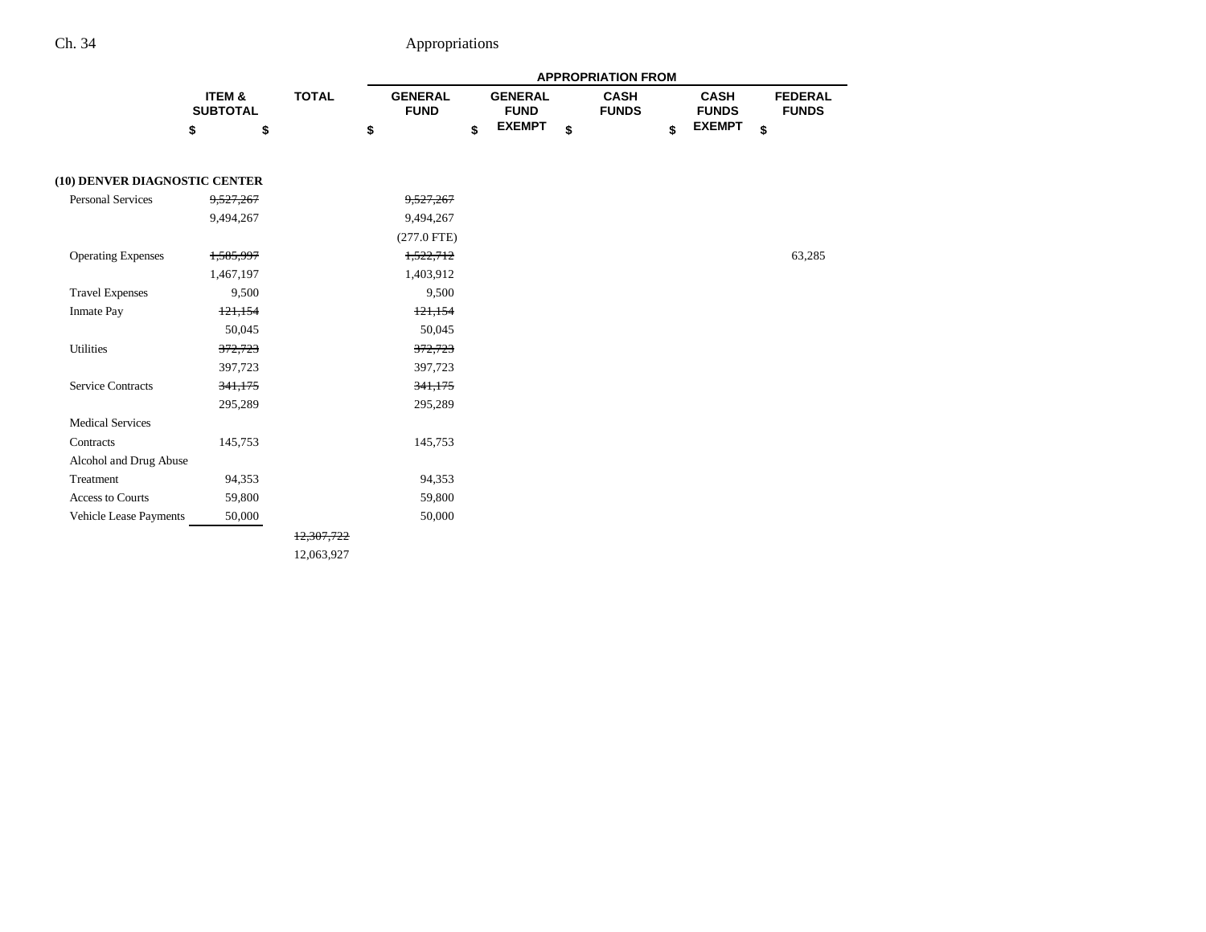| | ITEM & SUBTOTAL | TOTAL | APPROPRIATION FROM GENERAL FUND | GENERAL FUND EXEMPT | CASH FUNDS | CASH FUNDS EXEMPT | FEDERAL FUNDS |
|---|---|---|---|---|---|---|---|
| | $ | $ | $ | $ | $ | $ | $ |
| **(10) DENVER DIAGNOSTIC CENTER** | | | | | | | |
| Personal Services | ~~9,527,267~~ | | ~~9,527,267~~ | | | | |
| | 9,494,267 | | 9,494,267 | | | | |
| | | | (277.0 FTE) | | | | |
| Operating Expenses | ~~1,585,997~~ | | ~~1,522,712~~ | | | | 63,285 |
| | 1,467,197 | | 1,403,912 | | | | |
| Travel Expenses | 9,500 | | 9,500 | | | | |
| Inmate Pay | ~~121,154~~ | | ~~121,154~~ | | | | |
| | 50,045 | | 50,045 | | | | |
| Utilities | ~~372,723~~ | | ~~372,723~~ | | | | |
| | 397,723 | | 397,723 | | | | |
| Service Contracts | ~~341,175~~ | | ~~341,175~~ | | | | |
| | 295,289 | | 295,289 | | | | |
| Medical Services Contracts | 145,753 | | 145,753 | | | | |
| Alcohol and Drug Abuse Treatment | 94,353 | | 94,353 | | | | |
| Access to Courts | 59,800 | | 59,800 | | | | |
| Vehicle Lease Payments | 50,000 | | 50,000 | | | | |
| | | ~~12,307,722~~ | | | | | |
| | | 12,063,927 | | | | | |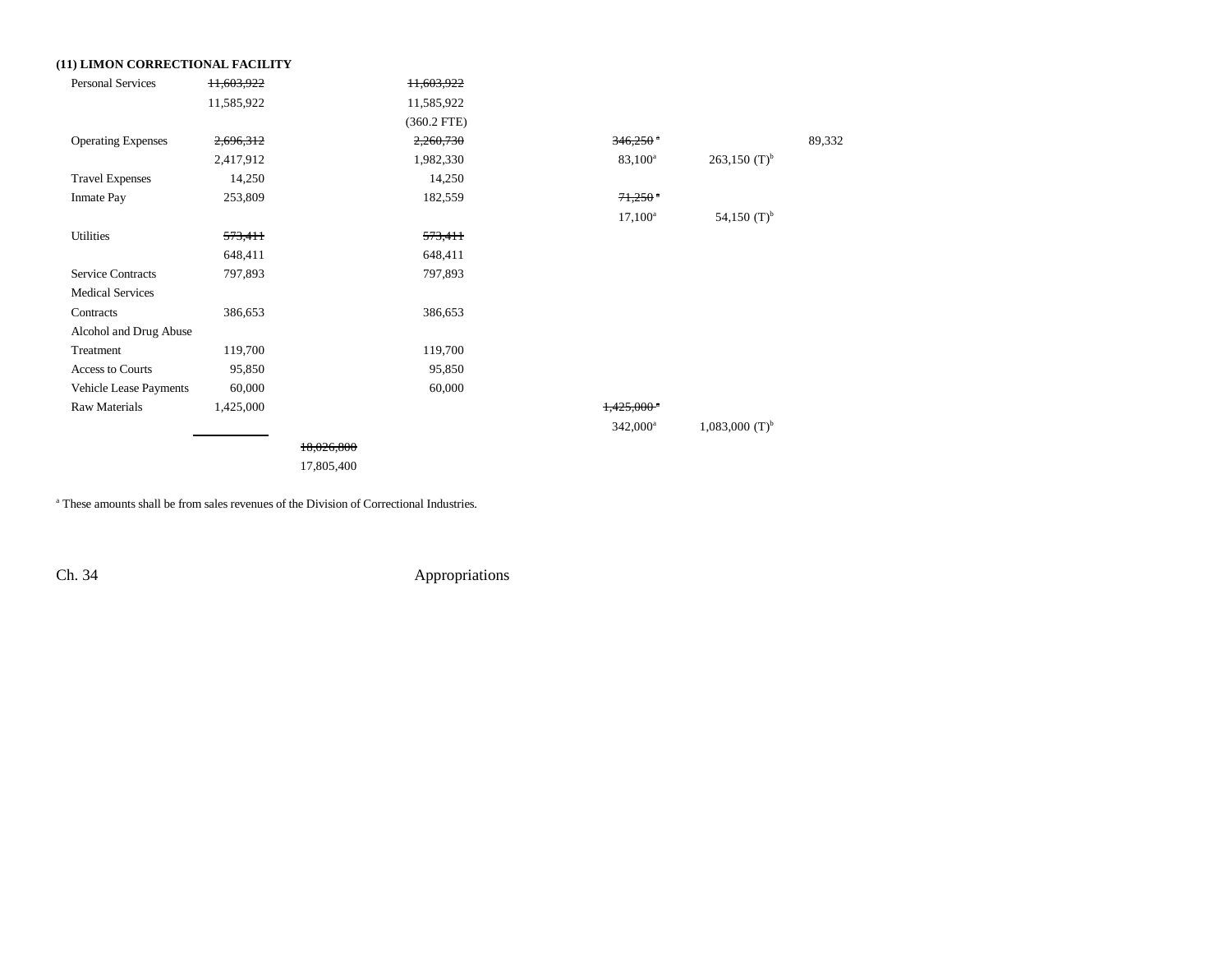### (11) LIMON CORRECTIONAL FACILITY

| | | | | | | |
|---|---|---|---|---|---|---|
| Personal Services | ~~11,603,922~~ | | ~~11,603,922~~ | | | |
| | 11,585,922 | | 11,585,922 | | | |
| | | | (360.2 FTE) | | | |
| Operating Expenses | ~~2,696,312~~ | | ~~2,260,730~~ | ~~346,250~~ [a] | | 89,332 |
| | 2,417,912 | | 1,982,330 | 83,100[a] | 263,150 (T)[b] | |
| Travel Expenses | 14,250 | | 14,250 | | | |
| Inmate Pay | 253,809 | | 182,559 | ~~71,250~~ [a] | | |
| | | | | 17,100[a] | 54,150 (T)[b] | |
| Utilities | ~~573,411~~ | | ~~573,411~~ | | | |
| | 648,411 | | 648,411 | | | |
| Service Contracts | 797,893 | | 797,893 | | | |
| Medical Services Contracts | 386,653 | | 386,653 | | | |
| Alcohol and Drug Abuse Treatment | 119,700 | | 119,700 | | | |
| Access to Courts | 95,850 | | 95,850 | | | |
| Vehicle Lease Payments | 60,000 | | 60,000 | | | |
| Raw Materials | 1,425,000 | | | ~~1,425,000~~ [a] | | |
| | | | | 342,000[a] | 1,083,000 (T)[b] | |
| | | ~~18,026,800~~ | | | | |
| | | 17,805,400 | | | | |

[a] These amounts shall be from sales revenues of the Division of Correctional Industries.

Ch. 34 Appropriations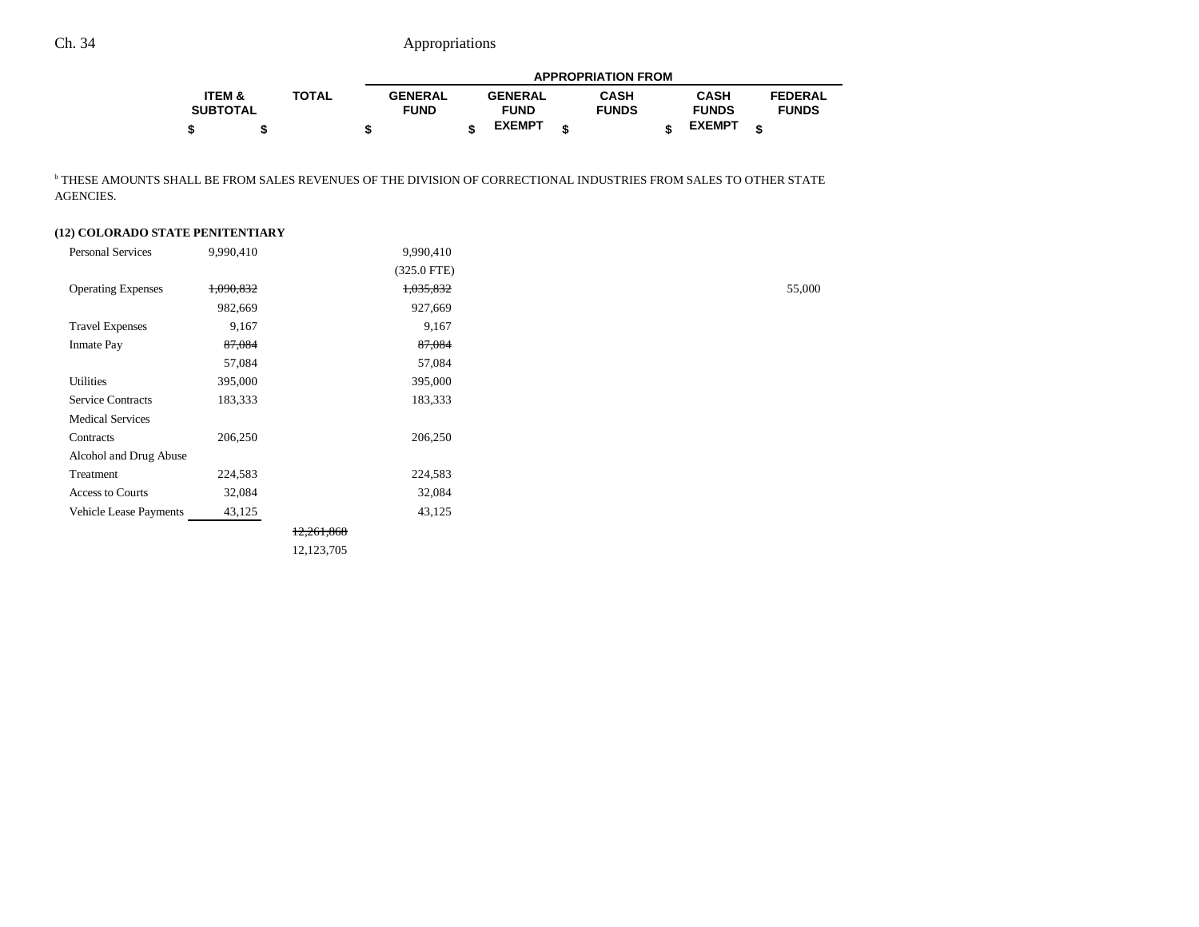| | ITEM & SUBTOTAL | TOTAL | APPROPRIATION FROM GENERAL FUND | GENERAL FUND EXEMPT | CASH FUNDS | CASH FUNDS EXEMPT | FEDERAL FUNDS |
|---|---|---|---|---|---|---|---|
| | $ | $ | $ | $ | $ | $ | $ |

[b] THESE AMOUNTS SHALL BE FROM SALES REVENUES OF THE DIVISION OF CORRECTIONAL INDUSTRIES FROM SALES TO OTHER STATE AGENCIES.

**(12) COLORADO STATE PENITENTIARY**

| | ITEM & SUBTOTAL | TOTAL | GENERAL FUND | GENERAL FUND EXEMPT | CASH FUNDS | CASH FUNDS EXEMPT | FEDERAL FUNDS |
|---|---|---|---|---|---|---|---|
| Personal Services | 9,990,410 | | 9,990,410<br>(325.0 FTE) | | | | |
| Operating Expenses | ~~1,090,832~~<br>982,669 | | ~~1,035,832~~<br>927,669 | | | 55,000 | |
| Travel Expenses | 9,167 | | 9,167 | | | | |
| Inmate Pay | ~~87,084~~<br>57,084 | | ~~87,084~~<br>57,084 | | | | |
| Utilities | 395,000 | | 395,000 | | | | |
| Service Contracts | 183,333 | | 183,333 | | | | |
| Medical Services Contracts | 206,250 | | 206,250 | | | | |
| Alcohol and Drug Abuse Treatment | 224,583 | | 224,583 | | | | |
| Access to Courts | 32,084 | | 32,084 | | | | |
| Vehicle Lease Payments | 43,125 | | 43,125 | | | | |
| | | ~~12,261,868~~<br>12,123,705 | | | | | |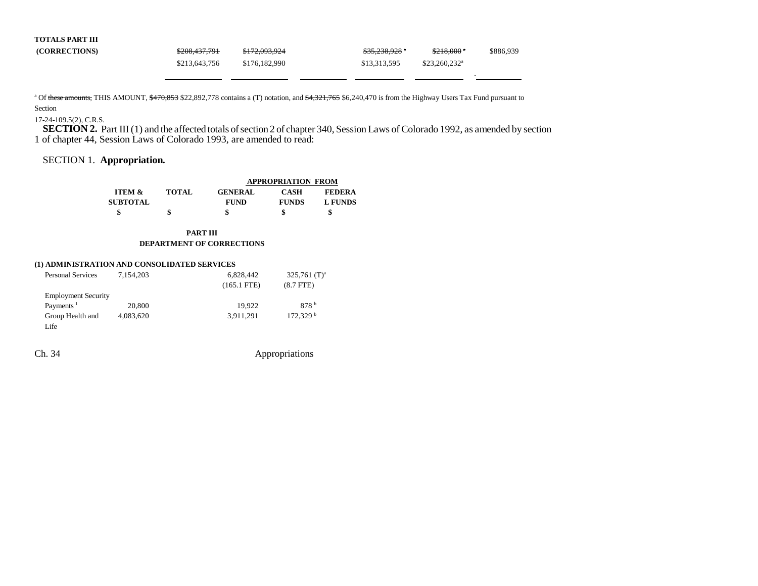**TOTALS PART III**

| | | | | | | |
|---|---|---|---|---|---|---|
| **(CORRECTIONS)** | ~~$208,437,791~~ | ~~$172,093,924~~ | | ~~$35,238,928~~ [a] | ~~$218,000~~ [a] | $886,939 |
| | $213,643,756 | $176,182,990 | | $13,313,595 | $23,260,232[a] | |

[a] Of ~~these amounts,~~ THIS AMOUNT, ~~$470,853~~ $22,892,778 contains a (T) notation, and ~~$4,321,765~~ $6,240,470 is from the Highway Users Tax Fund pursuant to Section 17-24-109.5(2), C.R.S.

**SECTION 2.** Part III (1) and the affected totals of section 2 of chapter 340, Session Laws of Colorado 1992, as amended by section 1 of chapter 44, Session Laws of Colorado 1993, are amended to read:

SECTION 1. **Appropriation.**

| | ITEM & SUBTOTAL | TOTAL | APPROPRIATION FROM GENERAL FUND | CASH FUNDS | FEDERAL FUNDS |
|---|---|---|---|---|---|
| | $ | $ | $ | $ | $ |

**PART III**
**DEPARTMENT OF CORRECTIONS**

**(1) ADMINISTRATION AND CONSOLIDATED SERVICES**

| | ITEM & SUBTOTAL | TOTAL | GENERAL FUND | CASH FUNDS | FEDERAL FUNDS |
|---|---|---|---|---|---|
| Personal Services | 7,154,203 | | 6,828,442 | 325,761 (T)[a] | |
| | | | (165.1 FTE) | (8.7 FTE) | |
| Employment Security Payments [1] | 20,800 | | 19,922 | 878 [b] | |
| Group Health and Life | 4,083,620 | | 3,911,291 | 172,329 [b] | |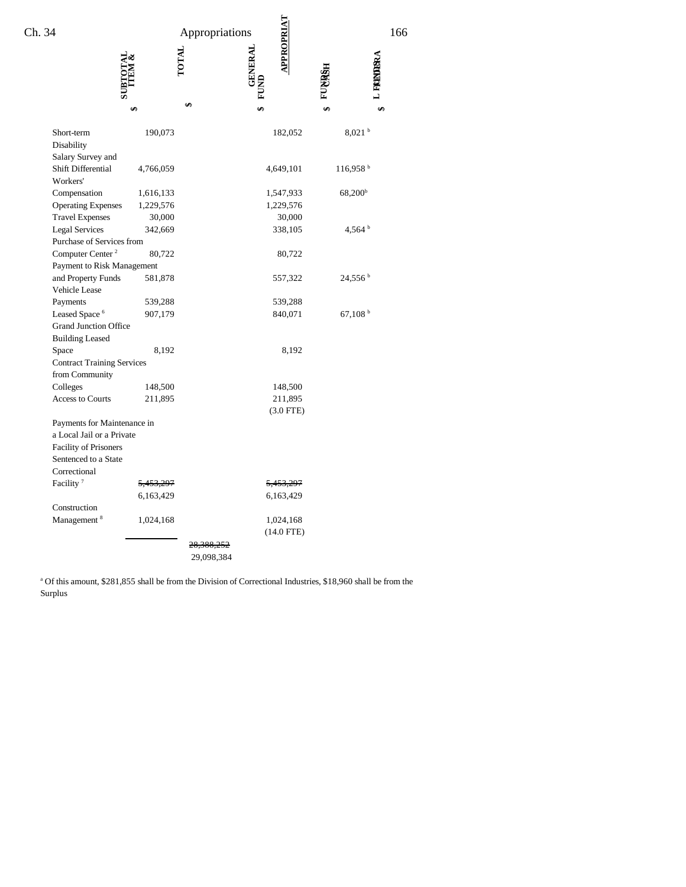| | ITEM & SUBTOTAL | TOTAL | GENERAL FUND | CASH FUNDS | FEDERAL FUNDS |
|---|---|---|---|---|---|
| | $ | $ | $ | $ | $ |
| Short-term Disability | 190,073 | | 182,052 | 8,021 [b] | |
| Salary Survey and Shift Differential | 4,766,059 | | 4,649,101 | 116,958 [b] | |
| Workers' Compensation | 1,616,133 | | 1,547,933 | 68,200[b] | |
| Operating Expenses | 1,229,576 | | 1,229,576 | | |
| Travel Expenses | 30,000 | | 30,000 | | |
| Legal Services | 342,669 | | 338,105 | 4,564 [b] | |
| Purchase of Services from Computer Center [2] | 80,722 | | 80,722 | | |
| Payment to Risk Management and Property Funds | 581,878 | | 557,322 | 24,556 [b] | |
| Vehicle Lease Payments | 539,288 | | 539,288 | | |
| Leased Space [6] | 907,179 | | 840,071 | 67,108 [b] | |
| Grand Junction Office Building Leased Space | 8,192 | | 8,192 | | |
| Contract Training Services from Community Colleges | 148,500 | | 148,500 | | |
| Access to Courts | 211,895 | | 211,895 (3.0 FTE) | | |
| Payments for Maintenance in a Local Jail or a Private Facility of Prisoners Sentenced to a State Correctional Facility [7] | ~~5,453,297~~ 6,163,429 | | ~~5,453,297~~ 6,163,429 | | |
| Construction Management [8] | 1,024,168 | | 1,024,168 (14.0 FTE) | | |
| | | ~~28,388,252~~ 29,098,384 | | | |

[a] Of this amount, $281,855 shall be from the Division of Correctional Industries, $18,960 shall be from the Surplus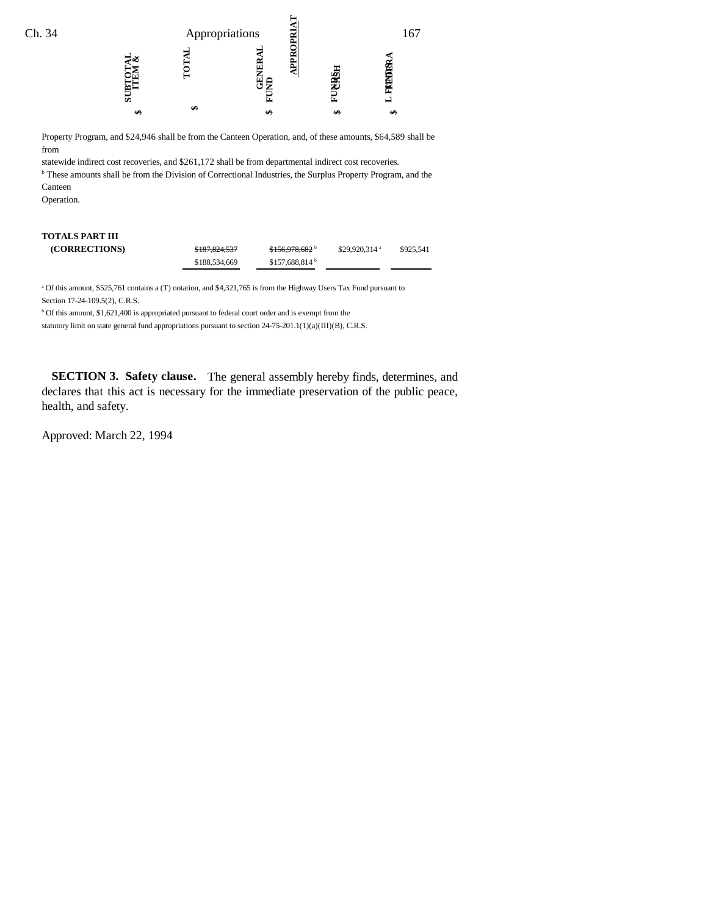| | ITEM & SUBTOTAL | TOTAL | GENERAL FUND | CASH FUNDS | FEDERAL FUNDS |
|---|---|---|---|---|---|
| | $ | $ | $ | $ | $ |

Property Program, and $24,946 shall be from the Canteen Operation, and, of these amounts, $64,589 shall be from statewide indirect cost recoveries, and $261,172 shall be from departmental indirect cost recoveries.

[b] These amounts shall be from the Division of Correctional Industries, the Surplus Property Program, and the Canteen Operation.

| | | | | |
|---|---|---|---|---|
| **TOTALS PART III (CORRECTIONS)** | ~~$187,824,537~~ $188,534,669 | ~~$156,978,682~~ [b] $157,688,814 [b] | $29,920,314 [a] | $925,541 |

[a] Of this amount, $525,761 contains a (T) notation, and $4,321,765 is from the Highway Users Tax Fund pursuant to Section 17-24-109.5(2), C.R.S.

[b] Of this amount, $1,621,400 is appropriated pursuant to federal court order and is exempt from the statutory limit on state general fund appropriations pursuant to section 24-75-201.1(1)(a)(III)(B), C.R.S.

**SECTION 3. Safety clause.** The general assembly hereby finds, determines, and declares that this act is necessary for the immediate preservation of the public peace, health, and safety.

Approved: March 22, 1994